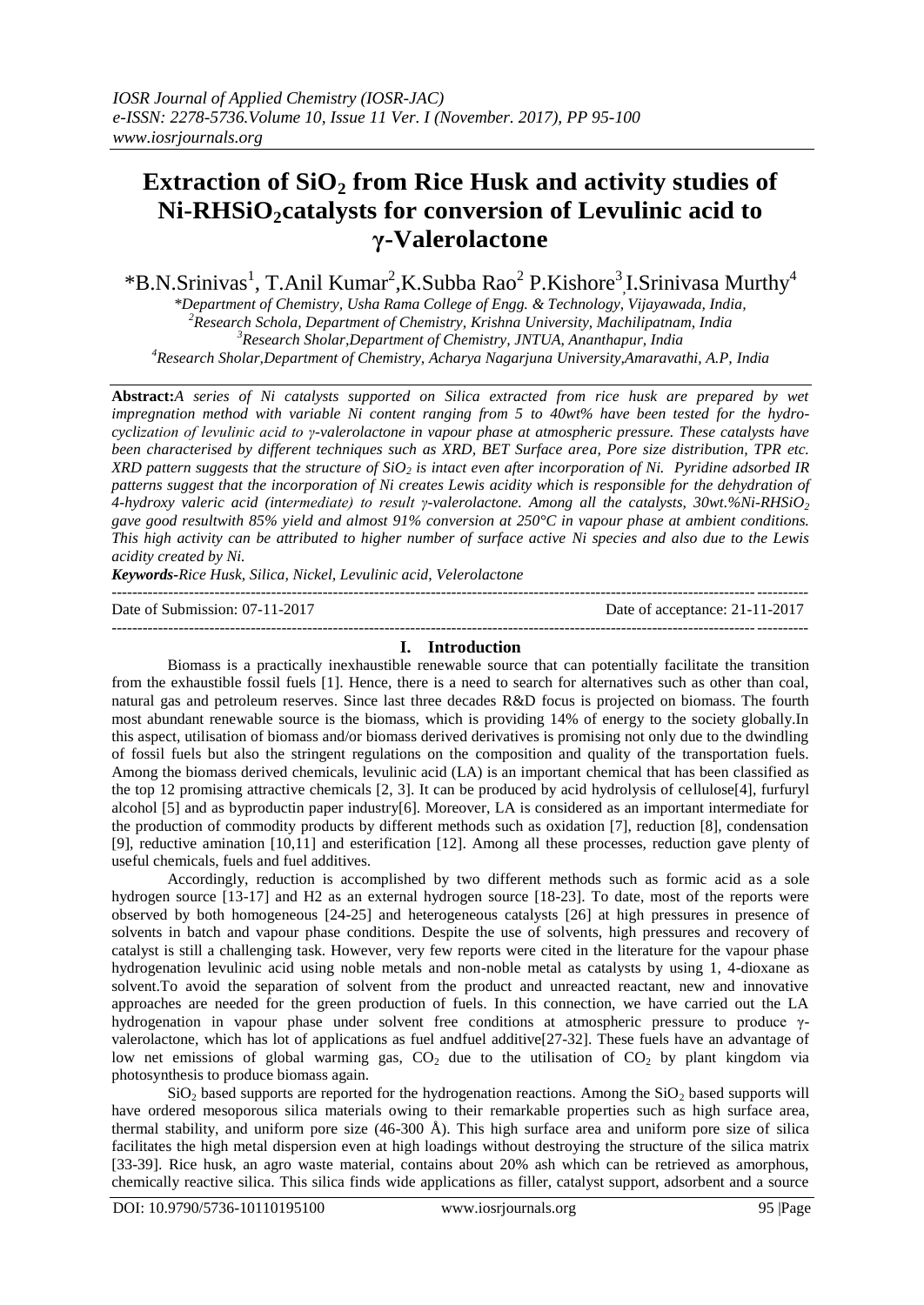# Extraction of $SiO_2$ from Rice Husk and activity studies of Ni-$RHSiO_2$catalysts for conversion of Levulinic acid to γ-Valerolactone

*B.N.Srinivas[1], T.Anil Kumar[2],K.Subba Rao[2] P.Kishore[3],I.Srinivasa Murthy[4]

*Department of Chemistry, Usha Rama College of Engg. & Technology, Vijayawada, India,*
[2]*Research Schola, Department of Chemistry, Krishna University, Machilipatnam, India*
[3]*Research Sholar,Department of Chemistry, JNTUA, Ananthapur, India*
[4]*Research Sholar,Department of Chemistry, Acharya Nagarjuna University,Amaravathi, A.P, India*

**Abstract:***A series of Ni catalysts supported on Silica extracted from rice husk are prepared by wet impregnation method with variable Ni content ranging from 5 to 40wt% have been tested for the hydro-cyclization of levulinic acid to γ-valerolactone in vapour phase at atmospheric pressure. These catalysts have been characterised by different techniques such as XRD, BET Surface area, Pore size distribution, TPR etc. XRD pattern suggests that the structure of $SiO_2$ is intact even after incorporation of Ni. Pyridine adsorbed IR patterns suggest that the incorporation of Ni creates Lewis acidity which is responsible for the dehydration of 4-hydroxy valeric acid (intermediate) to result γ-valerolactone. Among all the catalysts, 30wt.%Ni-$RHSiO_2$ gave good resultwith 85% yield and almost 91% conversion at 250°C in vapour phase at ambient conditions. This high activity can be attributed to higher number of surface active Ni species and also due to the Lewis acidity created by Ni.*

***Keywords-****Rice Husk, Silica, Nickel, Levulinic acid, Velerolactone*

Date of Submission: 07-11-2017 Date of acceptance: 21-11-2017

## I. Introduction

Biomass is a practically inexhaustible renewable source that can potentially facilitate the transition from the exhaustible fossil fuels [1]. Hence, there is a need to search for alternatives such as other than coal, natural gas and petroleum reserves. Since last three decades R&D focus is projected on biomass. The fourth most abundant renewable source is the biomass, which is providing 14% of energy to the society globally.In this aspect, utilisation of biomass and/or biomass derived derivatives is promising not only due to the dwindling of fossil fuels but also the stringent regulations on the composition and quality of the transportation fuels. Among the biomass derived chemicals, levulinic acid (LA) is an important chemical that has been classified as the top 12 promising attractive chemicals [2, 3]. It can be produced by acid hydrolysis of cellulose[4], furfuryl alcohol [5] and as byproductin paper industry[6]. Moreover, LA is considered as an important intermediate for the production of commodity products by different methods such as oxidation [7], reduction [8], condensation [9], reductive amination [10,11] and esterification [12]. Among all these processes, reduction gave plenty of useful chemicals, fuels and fuel additives.

Accordingly, reduction is accomplished by two different methods such as formic acid as a sole hydrogen source [13-17] and H2 as an external hydrogen source [18-23]. To date, most of the reports were observed by both homogeneous [24-25] and heterogeneous catalysts [26] at high pressures in presence of solvents in batch and vapour phase conditions. Despite the use of solvents, high pressures and recovery of catalyst is still a challenging task. However, very few reports were cited in the literature for the vapour phase hydrogenation levulinic acid using noble metals and non-noble metal as catalysts by using 1, 4-dioxane as solvent.To avoid the separation of solvent from the product and unreacted reactant, new and innovative approaches are needed for the green production of fuels. In this connection, we have carried out the LA hydrogenation in vapour phase under solvent free conditions at atmospheric pressure to produce γ-valerolactone, which has lot of applications as fuel andfuel additive[27-32]. These fuels have an advantage of low net emissions of global warming gas, $CO_2$ due to the utilisation of $CO_2$ by plant kingdom via photosynthesis to produce biomass again.

$SiO_2$ based supports are reported for the hydrogenation reactions. Among the $SiO_2$ based supports will have ordered mesoporous silica materials owing to their remarkable properties such as high surface area, thermal stability, and uniform pore size (46-300 Å). This high surface area and uniform pore size of silica facilitates the high metal dispersion even at high loadings without destroying the structure of the silica matrix [33-39]. Rice husk, an agro waste material, contains about 20% ash which can be retrieved as amorphous, chemically reactive silica. This silica finds wide applications as filler, catalyst support, adsorbent and a source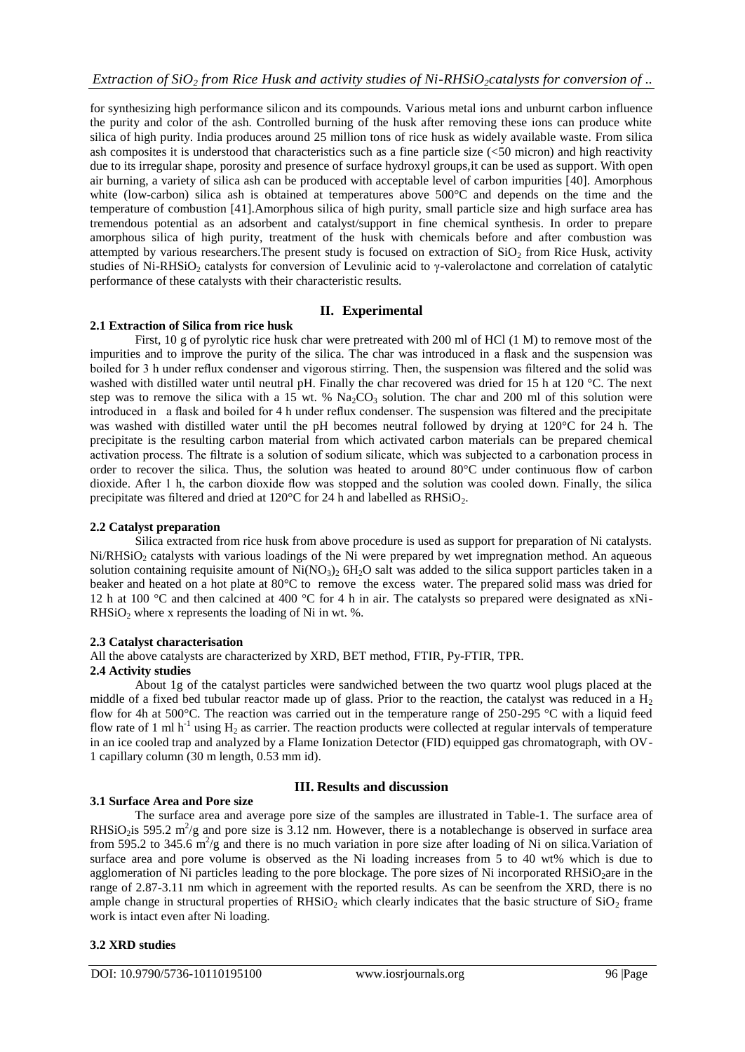for synthesizing high performance silicon and its compounds. Various metal ions and unburnt carbon influence the purity and color of the ash. Controlled burning of the husk after removing these ions can produce white silica of high purity. India produces around 25 million tons of rice husk as widely available waste. From silica ash composites it is understood that characteristics such as a fine particle size (<50 micron) and high reactivity due to its irregular shape, porosity and presence of surface hydroxyl groups,it can be used as support. With open air burning, a variety of silica ash can be produced with acceptable level of carbon impurities [40]. Amorphous white (low-carbon) silica ash is obtained at temperatures above 500°C and depends on the time and the temperature of combustion [41].Amorphous silica of high purity, small particle size and high surface area has tremendous potential as an adsorbent and catalyst/support in fine chemical synthesis. In order to prepare amorphous silica of high purity, treatment of the husk with chemicals before and after combustion was attempted by various researchers.The present study is focused on extraction of $SiO_2$ from Rice Husk, activity studies of Ni-$RHSiO_2$ catalysts for conversion of Levulinic acid to γ-valerolactone and correlation of catalytic performance of these catalysts with their characteristic results.

## II. Experimental

### 2.1 Extraction of Silica from rice husk

First, 10 g of pyrolytic rice husk char were pretreated with 200 ml of HCl (1 M) to remove most of the impurities and to improve the purity of the silica. The char was introduced in a flask and the suspension was boiled for 3 h under reflux condenser and vigorous stirring. Then, the suspension was filtered and the solid was washed with distilled water until neutral pH. Finally the char recovered was dried for 15 h at 120 °C. The next step was to remove the silica with a 15 wt. % $Na_2CO_3$ solution. The char and 200 ml of this solution were introduced in a flask and boiled for 4 h under reflux condenser. The suspension was filtered and the precipitate was washed with distilled water until the pH becomes neutral followed by drying at 120°C for 24 h. The precipitate is the resulting carbon material from which activated carbon materials can be prepared chemical activation process. The filtrate is a solution of sodium silicate, which was subjected to a carbonation process in order to recover the silica. Thus, the solution was heated to around 80°C under continuous flow of carbon dioxide. After 1 h, the carbon dioxide flow was stopped and the solution was cooled down. Finally, the silica precipitate was filtered and dried at 120°C for 24 h and labelled as $RHSiO_2$.

### 2.2 Catalyst preparation

Silica extracted from rice husk from above procedure is used as support for preparation of Ni catalysts. Ni/$RHSiO_2$ catalysts with various loadings of the Ni were prepared by wet impregnation method. An aqueous solution containing requisite amount of $Ni(NO_3)_2\ 6H_2O$ salt was added to the silica support particles taken in a beaker and heated on a hot plate at 80°C to remove the excess water. The prepared solid mass was dried for 12 h at 100 °C and then calcined at 400 °C for 4 h in air. The catalysts so prepared were designated as xNi-$RHSiO_2$ where x represents the loading of Ni in wt. %.

### 2.3 Catalyst characterisation

All the above catalysts are characterized by XRD, BET method, FTIR, Py-FTIR, TPR.

### 2.4 Activity studies

About 1g of the catalyst particles were sandwiched between the two quartz wool plugs placed at the middle of a fixed bed tubular reactor made up of glass. Prior to the reaction, the catalyst was reduced in a $H_2$ flow for 4h at 500°C. The reaction was carried out in the temperature range of 250-295 °C with a liquid feed flow rate of 1 ml $h^{-1}$ using $H_2$ as carrier. The reaction products were collected at regular intervals of temperature in an ice cooled trap and analyzed by a Flame Ionization Detector (FID) equipped gas chromatograph, with OV-1 capillary column (30 m length, 0.53 mm id).

## III. Results and discussion

### 3.1 Surface Area and Pore size

The surface area and average pore size of the samples are illustrated in Table-1. The surface area of $RHSiO_2$is 595.2 $m^2/g$ and pore size is 3.12 nm. However, there is a notablechange is observed in surface area from 595.2 to 345.6 $m^2/g$ and there is no much variation in pore size after loading of Ni on silica.Variation of surface area and pore volume is observed as the Ni loading increases from 5 to 40 wt% which is due to agglomeration of Ni particles leading to the pore blockage. The pore sizes of Ni incorporated $RHSiO_2$are in the range of 2.87-3.11 nm which in agreement with the reported results. As can be seenfrom the XRD, there is no ample change in structural properties of $RHSiO_2$ which clearly indicates that the basic structure of $SiO_2$ frame work is intact even after Ni loading.

### 3.2 XRD studies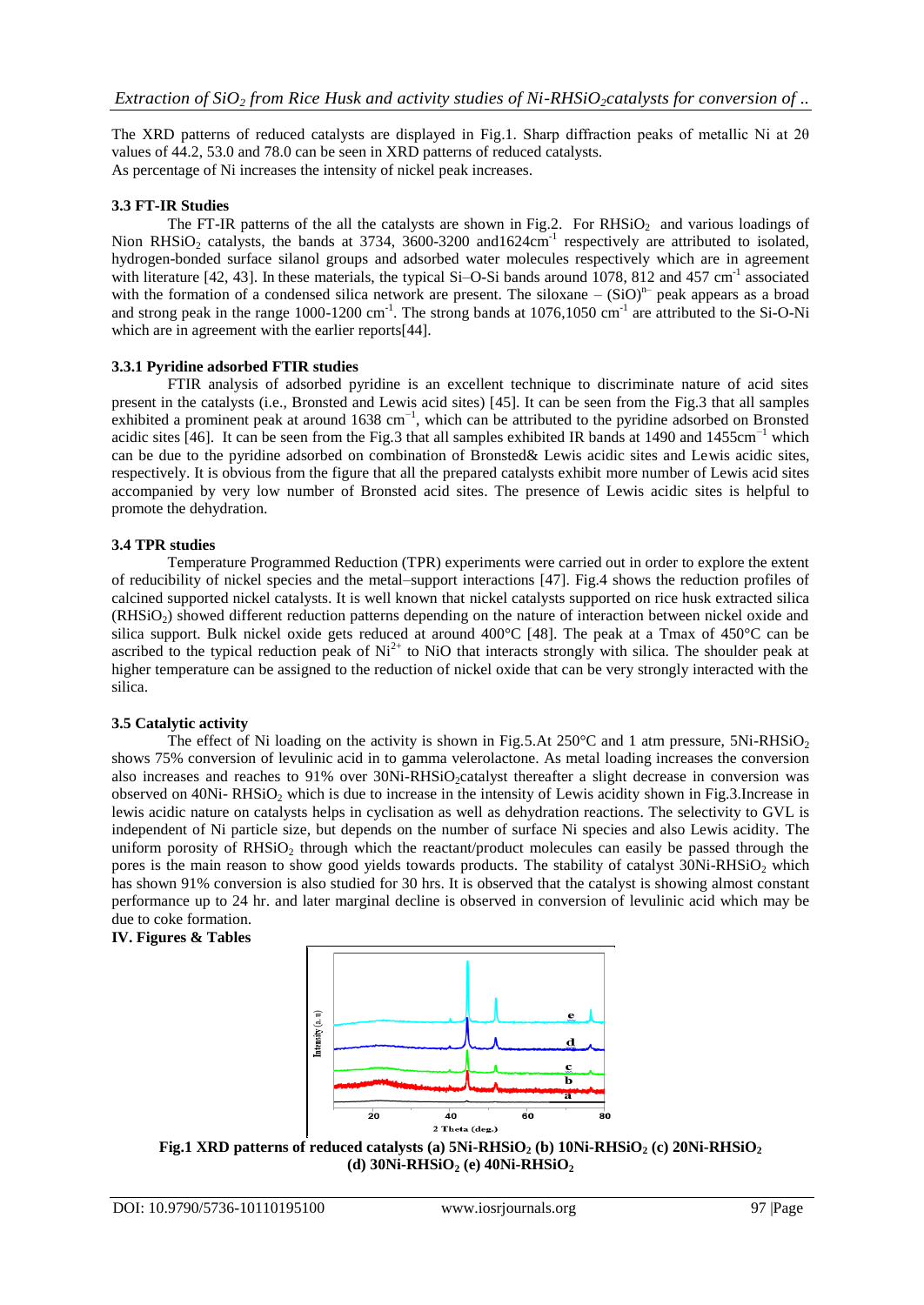The XRD patterns of reduced catalysts are displayed in Fig.1. Sharp diffraction peaks of metallic Ni at 2θ values of 44.2, 53.0 and 78.0 can be seen in XRD patterns of reduced catalysts.
As percentage of Ni increases the intensity of nickel peak increases.

### 3.3 FT-IR Studies

The FT-IR patterns of the all the catalysts are shown in Fig.2. For $RHSiO_2$ and various loadings of Nion $RHSiO_2$ catalysts, the bands at 3734, 3600-3200 and1624$cm^{-1}$ respectively are attributed to isolated, hydrogen-bonded surface silanol groups and adsorbed water molecules respectively which are in agreement with literature [42, 43]. In these materials, the typical Si–O-Si bands around 1078, 812 and 457 $cm^{-1}$ associated with the formation of a condensed silica network are present. The siloxane – $(SiO)^{n-}$ peak appears as a broad and strong peak in the range 1000-1200 $cm^{-1}$. The strong bands at 1076,1050 $cm^{-1}$ are attributed to the Si-O-Ni which are in agreement with the earlier reports[44].

### 3.3.1 Pyridine adsorbed FTIR studies

FTIR analysis of adsorbed pyridine is an excellent technique to discriminate nature of acid sites present in the catalysts (i.e., Bronsted and Lewis acid sites) [45]. It can be seen from the Fig.3 that all samples exhibited a prominent peak at around 1638 $cm^{-1}$, which can be attributed to the pyridine adsorbed on Bronsted acidic sites [46]. It can be seen from the Fig.3 that all samples exhibited IR bands at 1490 and 1455$cm^{-1}$ which can be due to the pyridine adsorbed on combination of Bronsted& Lewis acidic sites and Lewis acidic sites, respectively. It is obvious from the figure that all the prepared catalysts exhibit more number of Lewis acid sites accompanied by very low number of Bronsted acid sites. The presence of Lewis acidic sites is helpful to promote the dehydration.

### 3.4 TPR studies

Temperature Programmed Reduction (TPR) experiments were carried out in order to explore the extent of reducibility of nickel species and the metal–support interactions [47]. Fig.4 shows the reduction profiles of calcined supported nickel catalysts. It is well known that nickel catalysts supported on rice husk extracted silica ($RHSiO_2$) showed different reduction patterns depending on the nature of interaction between nickel oxide and silica support. Bulk nickel oxide gets reduced at around 400°C [48]. The peak at a Tmax of 450°C can be ascribed to the typical reduction peak of $Ni^{2+}$ to NiO that interacts strongly with silica. The shoulder peak at higher temperature can be assigned to the reduction of nickel oxide that can be very strongly interacted with the silica.

### 3.5 Catalytic activity

The effect of Ni loading on the activity is shown in Fig.5.At 250°C and 1 atm pressure, 5Ni-$RHSiO_2$ shows 75% conversion of levulinic acid in to gamma velerolactone. As metal loading increases the conversion also increases and reaches to 91% over 30Ni-$RHSiO_2$catalyst thereafter a slight decrease in conversion was observed on 40Ni- $RHSiO_2$ which is due to increase in the intensity of Lewis acidity shown in Fig.3.Increase in lewis acidic nature on catalysts helps in cyclisation as well as dehydration reactions. The selectivity to GVL is independent of Ni particle size, but depends on the number of surface Ni species and also Lewis acidity. The uniform porosity of $RHSiO_2$ through which the reactant/product molecules can easily be passed through the pores is the main reason to show good yields towards products. The stability of catalyst 30Ni-$RHSiO_2$ which has shown 91% conversion is also studied for 30 hrs. It is observed that the catalyst is showing almost constant performance up to 24 hr. and later marginal decline is observed in conversion of levulinic acid which may be due to coke formation.

## IV. Figures & Tables

Intensity (a.u)
e
d
c
b
a
20
40
60
80
2 Theta (deg.)

**Fig.1 XRD patterns of reduced catalysts (a) 5Ni-$RHSiO_2$ (b) 10Ni-$RHSiO_2$ (c) 20Ni-$RHSiO_2$ (d) 30Ni-$RHSiO_2$ (e) 40Ni-$RHSiO_2$**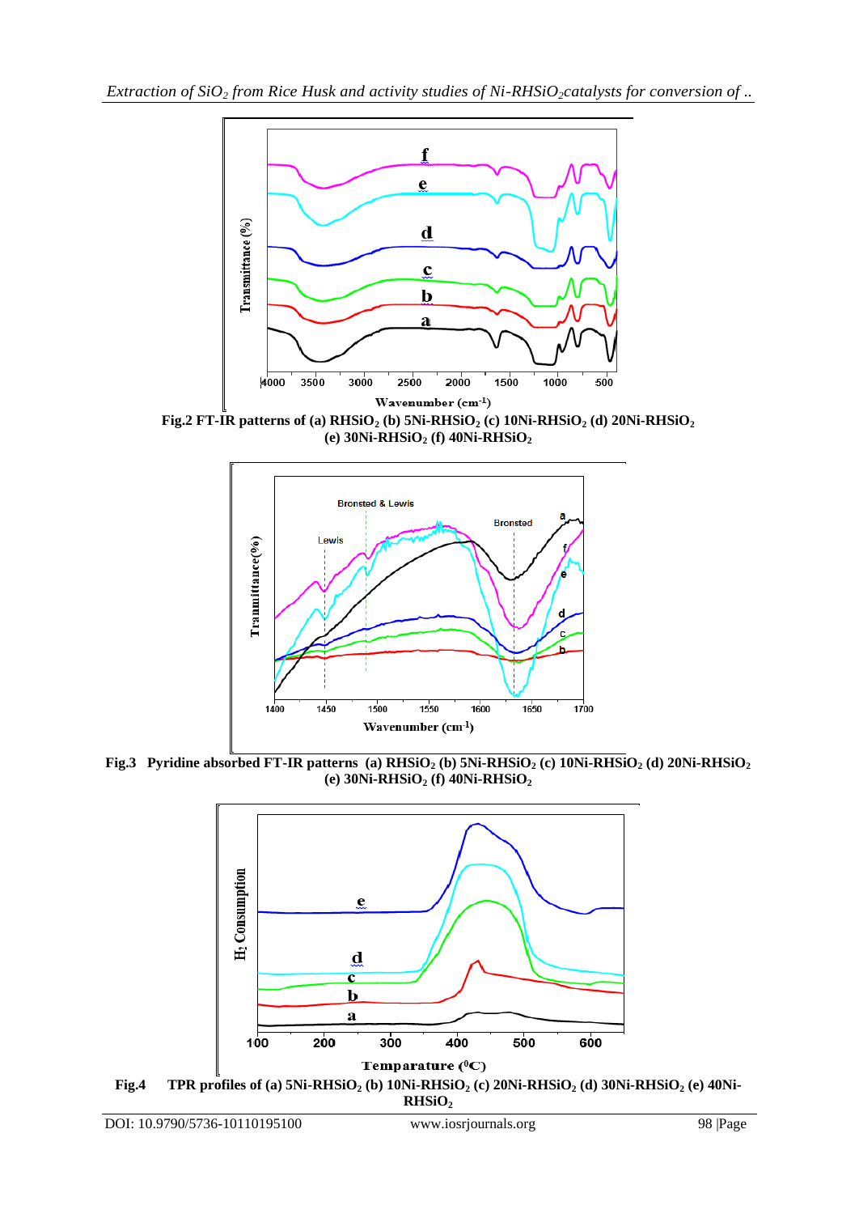Transmittance (%)

f

e

d

c

b

a

4000 3500 3000 2500 2000 1500 1000 500

Wavenumber (cm-1)

**Fig.2 FT-IR patterns of (a) RHSiO$_2$ (b) 5Ni-RHSiO$_2$ (c) 10Ni-RHSiO$_2$ (d) 20Ni-RHSiO$_2$ (e) 30Ni-RHSiO$_2$ (f) 40Ni-RHSiO$_2$**

Tranmittance(%)

Bronsted & Lewis

Lewis

Bronsted

a

f

e

d

c

b

1400 1450 1500 1550 1600 1650 1700

Wavenumber (cm-1)

**Fig.3 Pyridine absorbed FT-IR patterns (a) RHSiO$_2$ (b) 5Ni-RHSiO$_2$ (c) 10Ni-RHSiO$_2$ (d) 20Ni-RHSiO$_2$ (e) 30Ni-RHSiO$_2$ (f) 40Ni-RHSiO$_2$**

H$_2$ Consumption

e

d

c

b

a

100 200 300 400 500 600

Temparature (0C)

**Fig.4 TPR profiles of (a) 5Ni-RHSiO$_2$ (b) 10Ni-RHSiO$_2$ (c) 20Ni-RHSiO$_2$ (d) 30Ni-RHSiO$_2$ (e) 40Ni-RHSiO$_2$**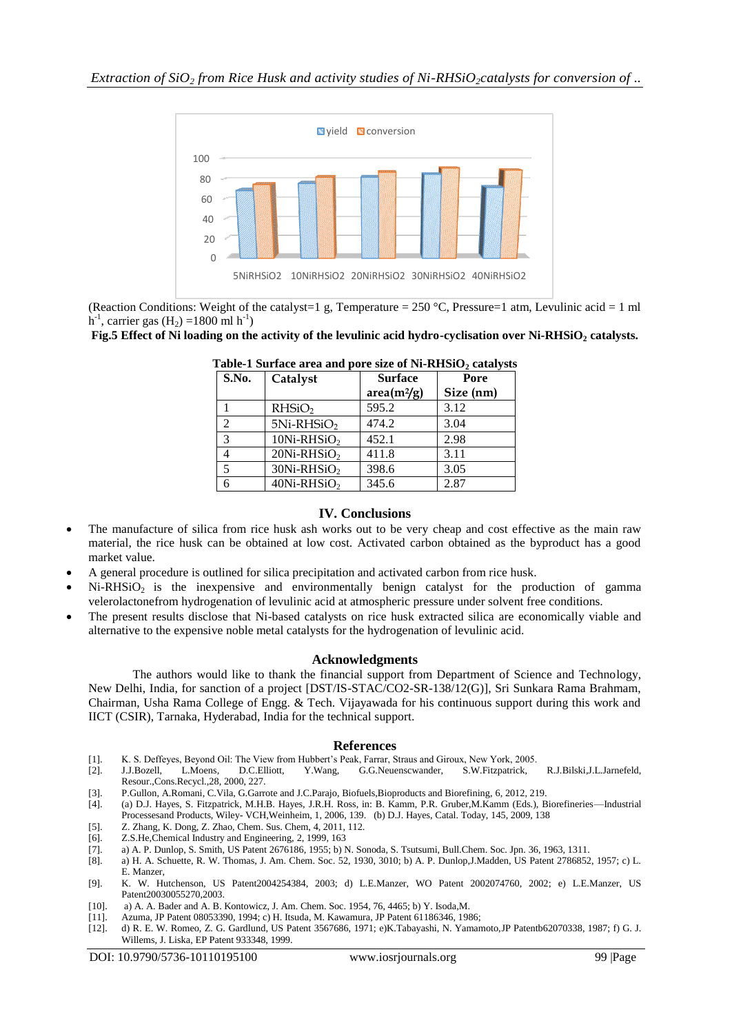yield conversion

100

80

60

40

20

0

5NiRHSiO2 10NiRHSiO2 20NiRHSiO2 30NiRHSiO2 40NiRHSiO2

(Reaction Conditions: Weight of the catalyst=1 g, Temperature = 250 °C, Pressure=1 atm, Levulinic acid = 1 ml $h^{-1}$, carrier gas ($H_2$) =1800 ml $h^{-1}$)

**Fig.5 Effect of Ni loading on the activity of the levulinic acid hydro-cyclisation over Ni-RHSiO$_2$ catalysts.**

**Table-1 Surface area and pore size of Ni-RHSiO$_2$ catalysts**

| S.No. | Catalyst | Surface area($m^2$/g) | Pore Size (nm) |
|---|---|---|---|
| 1 | RHSiO$_2$ | 595.2 | 3.12 |
| 2 | 5Ni-RHSiO$_2$ | 474.2 | 3.04 |
| 3 | 10Ni-RHSiO$_2$ | 452.1 | 2.98 |
| 4 | 20Ni-RHSiO$_2$ | 411.8 | 3.11 |
| 5 | 30Ni-RHSiO$_2$ | 398.6 | 3.05 |
| 6 | 40Ni-RHSiO$_2$ | 345.6 | 2.87 |

## IV. Conclusions

- The manufacture of silica from rice husk ash works out to be very cheap and cost effective as the main raw material, the rice husk can be obtained at low cost. Activated carbon obtained as the byproduct has a good market value.
- A general procedure is outlined for silica precipitation and activated carbon from rice husk.
- Ni-RHSiO$_2$ is the inexpensive and environmentally benign catalyst for the production of gamma velerolactonefrom hydrogenation of levulinic acid at atmospheric pressure under solvent free conditions.
- The present results disclose that Ni-based catalysts on rice husk extracted silica are economically viable and alternative to the expensive noble metal catalysts for the hydrogenation of levulinic acid.

## Acknowledgments

The authors would like to thank the financial support from Department of Science and Technology, New Delhi, India, for sanction of a project [DST/IS-STAC/CO2-SR-138/12(G)], Sri Sunkara Rama Brahmam, Chairman, Usha Rama College of Engg. & Tech. Vijayawada for his continuous support during this work and IICT (CSIR), Tarnaka, Hyderabad, India for the technical support.

## References

[1]. K. S. Deffeyes, Beyond Oil: The View from Hubbert's Peak, Farrar, Straus and Giroux, New York, 2005.

[2]. J.J.Bozell, L.Moens, D.C.Elliott, Y.Wang, G.G.Neuenscwander, S.W.Fitzpatrick, R.J.Bilski,J.L.Jarnefeld, Resour.,Cons.Recycl.,28, 2000, 227.

[3]. P.Gullon, A.Romani, C.Vila, G.Garrote and J.C.Parajo, Biofuels,Bioproducts and Biorefining, 6, 2012, 219.

[4]. (a) D.J. Hayes, S. Fitzpatrick, M.H.B. Hayes, J.R.H. Ross, in: B. Kamm, P.R. Gruber,M.Kamm (Eds.), Biorefineries—Industrial Processesand Products, Wiley- VCH,Weinheim, 1, 2006, 139. (b) D.J. Hayes, Catal. Today, 145, 2009, 138

[5]. Z. Zhang, K. Dong, Z. Zhao, Chem. Sus. Chem, 4, 2011, 112.

[6]. Z.S.He,Chemical Industry and Engineering, 2, 1999, 163

[7]. a) A. P. Dunlop, S. Smith, US Patent 2676186, 1955; b) N. Sonoda, S. Tsutsumi, Bull.Chem. Soc. Jpn. 36, 1963, 1311.

[8]. a) H. A. Schuette, R. W. Thomas, J. Am. Chem. Soc. 52, 1930, 3010; b) A. P. Dunlop,J.Madden, US Patent 2786852, 1957; c) L. E. Manzer,

[9]. K. W. Hutchenson, US Patent2004254384, 2003; d) L.E.Manzer, WO Patent 2002074760, 2002; e) L.E.Manzer, US Patent20030055270,2003.

[10]. a) A. A. Bader and A. B. Kontowicz, J. Am. Chem. Soc. 1954, 76, 4465; b) Y. Isoda,M.

[11]. Azuma, JP Patent 08053390, 1994; c) H. Itsuda, M. Kawamura, JP Patent 61186346, 1986;

[12]. d) R. E. W. Romeo, Z. G. Gardlund, US Patent 3567686, 1971; e)K.Tabayashi, N. Yamamoto,JP Patentb62070338, 1987; f) G. J. Willems, J. Liska, EP Patent 933348, 1999.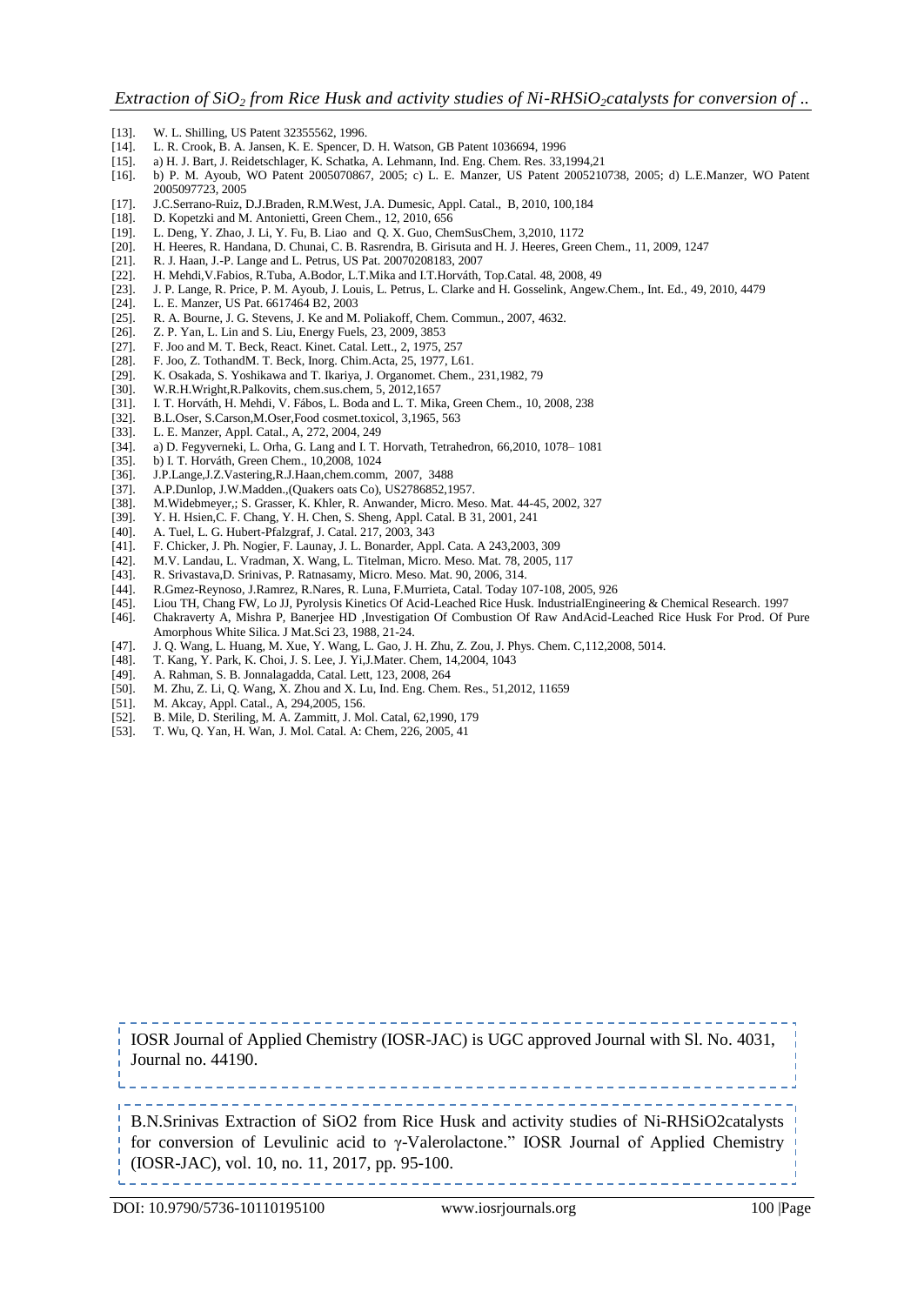[13]. W. L. Shilling, US Patent 32355562, 1996.
[14]. L. R. Crook, B. A. Jansen, K. E. Spencer, D. H. Watson, GB Patent 1036694, 1996
[15]. a) H. J. Bart, J. Reidetschlager, K. Schatka, A. Lehmann, Ind. Eng. Chem. Res. 33,1994,21
[16]. b) P. M. Ayoub, WO Patent 2005070867, 2005; c) L. E. Manzer, US Patent 2005210738, 2005; d) L.E.Manzer, WO Patent 2005097723, 2005
[17]. J.C.Serrano-Ruiz, D.J.Braden, R.M.West, J.A. Dumesic, Appl. Catal., B, 2010, 100,184
[18]. D. Kopetzki and M. Antonietti, Green Chem., 12, 2010, 656
[19]. L. Deng, Y. Zhao, J. Li, Y. Fu, B. Liao and Q. X. Guo, ChemSusChem, 3,2010, 1172
[20]. H. Heeres, R. Handana, D. Chunai, C. B. Rasrendra, B. Girisuta and H. J. Heeres, Green Chem., 11, 2009, 1247
[21]. R. J. Haan, J.-P. Lange and L. Petrus, US Pat. 20070208183, 2007
[22]. H. Mehdi,V.Fabios, R.Tuba, A.Bodor, L.T.Mika and I.T.Horváth, Top.Catal. 48, 2008, 49
[23]. J. P. Lange, R. Price, P. M. Ayoub, J. Louis, L. Petrus, L. Clarke and H. Gosselink, Angew.Chem., Int. Ed., 49, 2010, 4479
[24]. L. E. Manzer, US Pat. 6617464 B2, 2003
[25]. R. A. Bourne, J. G. Stevens, J. Ke and M. Poliakoff, Chem. Commun., 2007, 4632.
[26]. Z. P. Yan, L. Lin and S. Liu, Energy Fuels, 23, 2009, 3853
[27]. F. Joo and M. T. Beck, React. Kinet. Catal. Lett., 2, 1975, 257
[28]. F. Joo, Z. TothandM. T. Beck, Inorg. Chim.Acta, 25, 1977, L61.
[29]. K. Osakada, S. Yoshikawa and T. Ikariya, J. Organomet. Chem., 231,1982, 79
[30]. W.R.H.Wright,R.Palkovits, chem.sus.chem, 5, 2012,1657
[31]. I. T. Horváth, H. Mehdi, V. Fábos, L. Boda and L. T. Mika, Green Chem., 10, 2008, 238
[32]. B.L.Oser, S.Carson,M.Oser,Food cosmet.toxicol, 3,1965, 563
[33]. L. E. Manzer, Appl. Catal., A, 272, 2004, 249
[34]. a) D. Fegyverneki, L. Orha, G. Lang and I. T. Horvath, Tetrahedron, 66,2010, 1078– 1081
[35]. b) I. T. Horváth, Green Chem., 10,2008, 1024
[36]. J.P.Lange,J.Z.Vastering,R.J.Haan,chem.comm, 2007, 3488
[37]. A.P.Dunlop, J.W.Madden.,(Quakers oats Co), US2786852,1957.
[38]. M.Widebmeyer,; S. Grasser, K. Khler, R. Anwander, Micro. Meso. Mat. 44-45, 2002, 327
[39]. Y. H. Hsien,C. F. Chang, Y. H. Chen, S. Sheng, Appl. Catal. B 31, 2001, 241
[40]. A. Tuel, L. G. Hubert-Pfalzgraf, J. Catal. 217, 2003, 343
[41]. F. Chicker, J. Ph. Nogier, F. Launay, J. L. Bonarder, Appl. Cata. A 243,2003, 309
[42]. M.V. Landau, L. Vradman, X. Wang, L. Titelman, Micro. Meso. Mat. 78, 2005, 117
[43]. R. Srivastava,D. Srinivas, P. Ratnasamy, Micro. Meso. Mat. 90, 2006, 314.
[44]. R.Gmez-Reynoso, J.Ramrez, R.Nares, R. Luna, F.Murrieta, Catal. Today 107-108, 2005, 926
[45]. Liou TH, Chang FW, Lo JJ, Pyrolysis Kinetics Of Acid-Leached Rice Husk. IndustrialEngineering & Chemical Research. 1997
[46]. Chakraverty A, Mishra P, Banerjee HD ,Investigation Of Combustion Of Raw AndAcid-Leached Rice Husk For Prod. Of Pure Amorphous White Silica. J Mat.Sci 23, 1988, 21-24.
[47]. J. Q. Wang, L. Huang, M. Xue, Y. Wang, L. Gao, J. H. Zhu, Z. Zou, J. Phys. Chem. C,112,2008, 5014.
[48]. T. Kang, Y. Park, K. Choi, J. S. Lee, J. Yi,J.Mater. Chem, 14,2004, 1043
[49]. A. Rahman, S. B. Jonnalagadda, Catal. Lett, 123, 2008, 264
[50]. M. Zhu, Z. Li, Q. Wang, X. Zhou and X. Lu, Ind. Eng. Chem. Res., 51,2012, 11659
[51]. M. Akcay, Appl. Catal., A, 294,2005, 156.
[52]. B. Mile, D. Steriling, M. A. Zammitt, J. Mol. Catal, 62,1990, 179
[53]. T. Wu, Q. Yan, H. Wan, J. Mol. Catal. A: Chem, 226, 2005, 41

IOSR Journal of Applied Chemistry (IOSR-JAC) is UGC approved Journal with Sl. No. 4031, Journal no. 44190.

B.N.Srinivas Extraction of SiO2 from Rice Husk and activity studies of Ni-RHSiO2catalysts for conversion of Levulinic acid to γ-Valerolactone." IOSR Journal of Applied Chemistry (IOSR-JAC), vol. 10, no. 11, 2017, pp. 95-100.